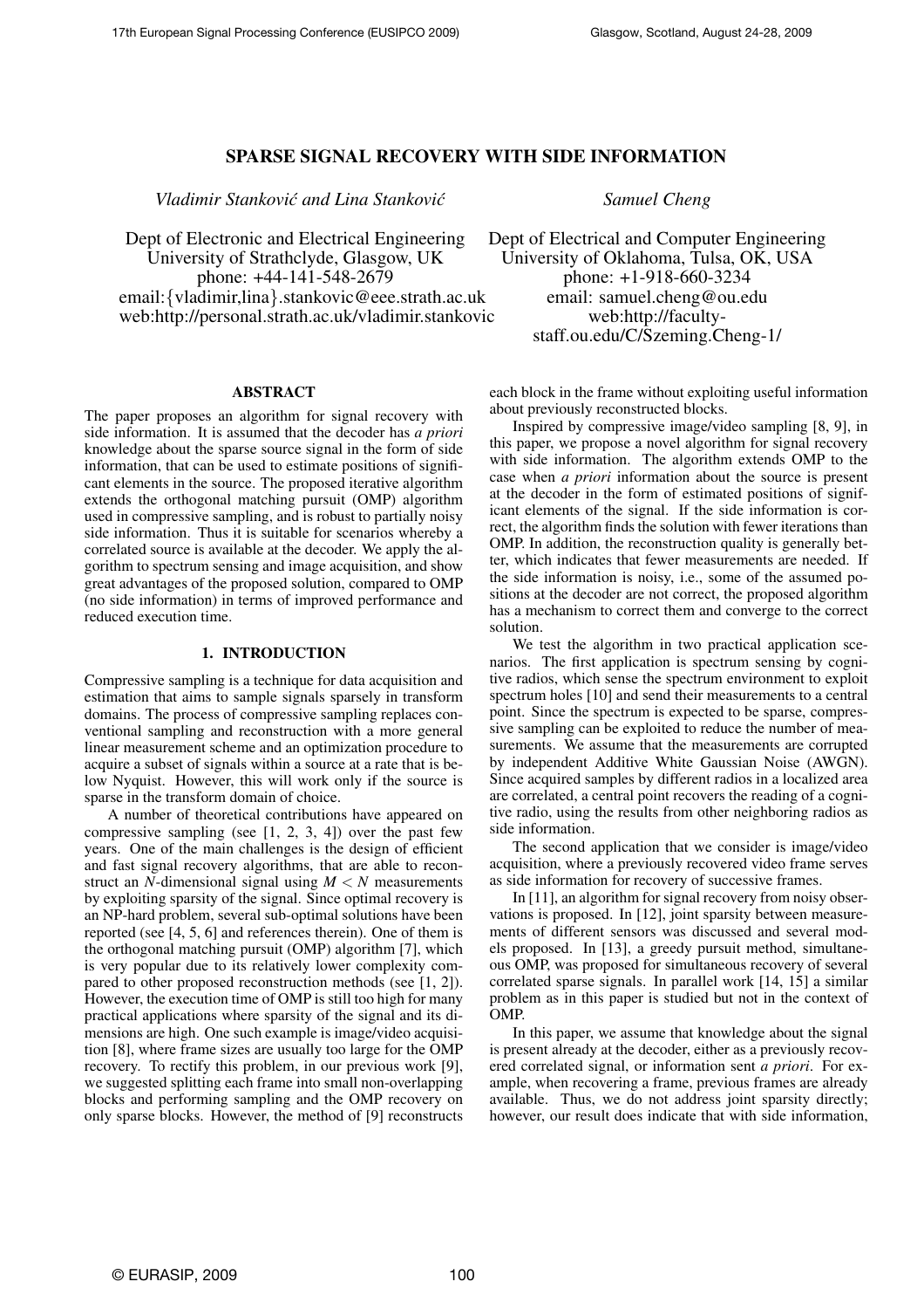# SPARSE SIGNAL RECOVERY WITH SIDE INFORMATION

*Vladimir Stanković and Lina Stanković*

Dept of Electronic and Electrical Engineering
University of Strathclyde, Glasgow, UK
phone: +44-141-548-2679
email:{vladimir,lina}.stankovic@eee.strath.ac.uk
web:http://personal.strath.ac.uk/vladimir.stankovic

*Samuel Cheng*

Dept of Electrical and Computer Engineering
University of Oklahoma, Tulsa, OK, USA
phone: +1-918-660-3234
email: samuel.cheng@ou.edu
web:http://faculty-staff.ou.edu/C/Szeming.Cheng-1/

## ABSTRACT

The paper proposes an algorithm for signal recovery with side information. It is assumed that the decoder has *a priori* knowledge about the sparse source signal in the form of side information, that can be used to estimate positions of significant elements in the source. The proposed iterative algorithm extends the orthogonal matching pursuit (OMP) algorithm used in compressive sampling, and is robust to partially noisy side information. Thus it is suitable for scenarios whereby a correlated source is available at the decoder. We apply the algorithm to spectrum sensing and image acquisition, and show great advantages of the proposed solution, compared to OMP (no side information) in terms of improved performance and reduced execution time.

## 1. INTRODUCTION

Compressive sampling is a technique for data acquisition and estimation that aims to sample signals sparsely in transform domains. The process of compressive sampling replaces conventional sampling and reconstruction with a more general linear measurement scheme and an optimization procedure to acquire a subset of signals within a source at a rate that is below Nyquist. However, this will work only if the source is sparse in the transform domain of choice.

A number of theoretical contributions have appeared on compressive sampling (see [1, 2, 3, 4]) over the past few years. One of the main challenges is the design of efficient and fast signal recovery algorithms, that are able to reconstruct an $N$-dimensional signal using $M < N$ measurements by exploiting sparsity of the signal. Since optimal recovery is an NP-hard problem, several sub-optimal solutions have been reported (see [4, 5, 6] and references therein). One of them is the orthogonal matching pursuit (OMP) algorithm [7], which is very popular due to its relatively lower complexity compared to other proposed reconstruction methods (see [1, 2]). However, the execution time of OMP is still too high for many practical applications where sparsity of the signal and its dimensions are high. One such example is image/video acquisition [8], where frame sizes are usually too large for the OMP recovery. To rectify this problem, in our previous work [9], we suggested splitting each frame into small non-overlapping blocks and performing sampling and the OMP recovery on only sparse blocks. However, the method of [9] reconstructs each block in the frame without exploiting useful information about previously reconstructed blocks.

Inspired by compressive image/video sampling [8, 9], in this paper, we propose a novel algorithm for signal recovery with side information. The algorithm extends OMP to the case when *a priori* information about the source is present at the decoder in the form of estimated positions of significant elements of the signal. If the side information is correct, the algorithm finds the solution with fewer iterations than OMP. In addition, the reconstruction quality is generally better, which indicates that fewer measurements are needed. If the side information is noisy, i.e., some of the assumed positions at the decoder are not correct, the proposed algorithm has a mechanism to correct them and converge to the correct solution.

We test the algorithm in two practical application scenarios. The first application is spectrum sensing by cognitive radios, which sense the spectrum environment to exploit spectrum holes [10] and send their measurements to a central point. Since the spectrum is expected to be sparse, compressive sampling can be exploited to reduce the number of measurements. We assume that the measurements are corrupted by independent Additive White Gaussian Noise (AWGN). Since acquired samples by different radios in a localized area are correlated, a central point recovers the reading of a cognitive radio, using the results from other neighboring radios as side information.

The second application that we consider is image/video acquisition, where a previously recovered video frame serves as side information for recovery of successive frames.

In [11], an algorithm for signal recovery from noisy observations is proposed. In [12], joint sparsity between measurements of different sensors was discussed and several models proposed. In [13], a greedy pursuit method, simultaneous OMP, was proposed for simultaneous recovery of several correlated sparse signals. In parallel work [14, 15] a similar problem as in this paper is studied but not in the context of OMP.

In this paper, we assume that knowledge about the signal is present already at the decoder, either as a previously recovered correlated signal, or information sent *a priori*. For example, when recovering a frame, previous frames are already available. Thus, we do not address joint sparsity directly; however, our result does indicate that with side information,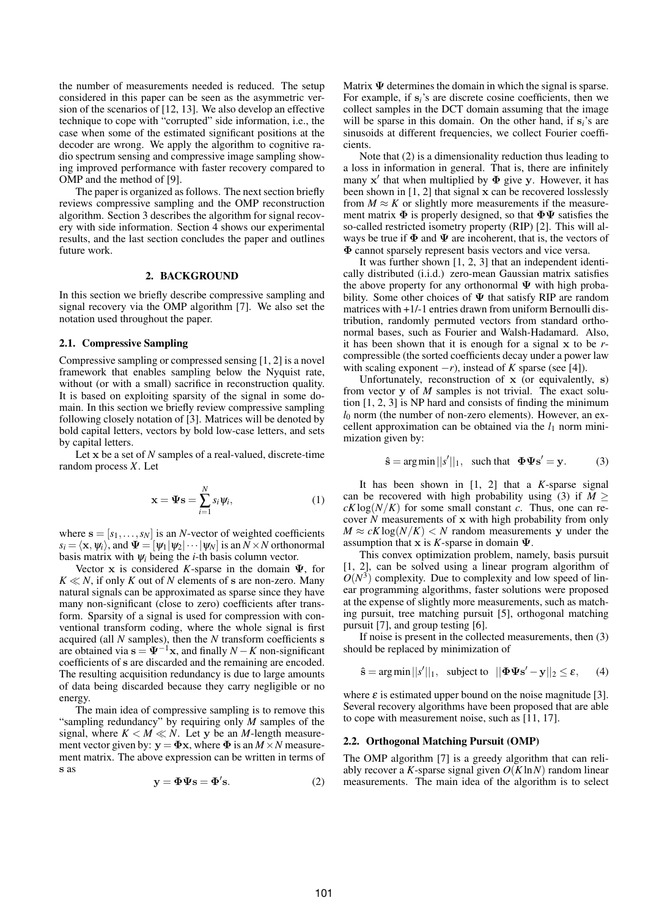the number of measurements needed is reduced. The setup considered in this paper can be seen as the asymmetric version of the scenarios of [12, 13]. We also develop an effective technique to cope with "corrupted" side information, i.e., the case when some of the estimated significant positions at the decoder are wrong. We apply the algorithm to cognitive radio spectrum sensing and compressive image sampling showing improved performance with faster recovery compared to OMP and the method of [9].

The paper is organized as follows. The next section briefly reviews compressive sampling and the OMP reconstruction algorithm. Section 3 describes the algorithm for signal recovery with side information. Section 4 shows our experimental results, and the last section concludes the paper and outlines future work.

## 2. BACKGROUND

In this section we briefly describe compressive sampling and signal recovery via the OMP algorithm [7]. We also set the notation used throughout the paper.

### 2.1. Compressive Sampling

Compressive sampling or compressed sensing [1, 2] is a novel framework that enables sampling below the Nyquist rate, without (or with a small) sacrifice in reconstruction quality. It is based on exploiting sparsity of the signal in some domain. In this section we briefly review compressive sampling following closely notation of [3]. Matrices will be denoted by bold capital letters, vectors by bold low-case letters, and sets by capital letters.

Let $\mathbf{x}$ be a set of $N$ samples of a real-valued, discrete-time random process $X$. Let

$$\mathbf{x} = \mathbf{\Psi}\mathbf{s} = \sum_{i=1}^{N} s_i \psi_i, \tag{1}$$

where $\mathbf{s} = [s_1, \ldots, s_N]$ is an $N$-vector of weighted coefficients $s_i = \langle \mathbf{x}, \psi_i \rangle$, and $\mathbf{\Psi} = [\psi_1|\psi_2|\cdots|\psi_N]$ is an $N \times N$ orthonormal basis matrix with $\psi_i$ being the $i$-th basis column vector.

Vector $\mathbf{x}$ is considered $K$-sparse in the domain $\mathbf{\Psi}$, for $K \ll N$, if only $K$ out of $N$ elements of $\mathbf{s}$ are non-zero. Many natural signals can be approximated as sparse since they have many non-significant (close to zero) coefficients after transform. Sparsity of a signal is used for compression with conventional transform coding, where the whole signal is first acquired (all $N$ samples), then the $N$ transform coefficients $\mathbf{s}$ are obtained via $\mathbf{s} = \mathbf{\Psi}^{-1}\mathbf{x}$, and finally $N-K$ non-significant coefficients of $\mathbf{s}$ are discarded and the remaining are encoded. The resulting acquisition redundancy is due to large amounts of data being discarded because they carry negligible or no energy.

The main idea of compressive sampling is to remove this "sampling redundancy" by requiring only $M$ samples of the signal, where $K < M \ll N$. Let $\mathbf{y}$ be an $M$-length measurement vector given by: $\mathbf{y} = \mathbf{\Phi}\mathbf{x}$, where $\mathbf{\Phi}$ is an $M \times N$ measurement matrix. The above expression can be written in terms of $\mathbf{s}$ as

$$\mathbf{y} = \mathbf{\Phi}\mathbf{\Psi}\mathbf{s} = \mathbf{\Phi}'\mathbf{s}. \tag{2}$$

Matrix $\mathbf{\Psi}$ determines the domain in which the signal is sparse. For example, if $\mathbf{s}_i$'s are discrete cosine coefficients, then we collect samples in the DCT domain assuming that the image will be sparse in this domain. On the other hand, if $\mathbf{s}_i$'s are sinusoids at different frequencies, we collect Fourier coefficients.

Note that (2) is a dimensionality reduction thus leading to a loss in information in general. That is, there are infinitely many $\mathbf{x}'$ that when multiplied by $\mathbf{\Phi}$ give $\mathbf{y}$. However, it has been shown in [1, 2] that signal $\mathbf{x}$ can be recovered losslessly from $M \approx K$ or slightly more measurements if the measurement matrix $\mathbf{\Phi}$ is properly designed, so that $\mathbf{\Phi}\mathbf{\Psi}$ satisfies the so-called restricted isometry property (RIP) [2]. This will always be true if $\mathbf{\Phi}$ and $\mathbf{\Psi}$ are incoherent, that is, the vectors of $\mathbf{\Phi}$ cannot sparsely represent basis vectors and vice versa.

It was further shown [1, 2, 3] that an independent identically distributed (i.i.d.) zero-mean Gaussian matrix satisfies the above property for any orthonormal $\mathbf{\Psi}$ with high probability. Some other choices of $\mathbf{\Psi}$ that satisfy RIP are random matrices with +1/-1 entries drawn from uniform Bernoulli distribution, randomly permuted vectors from standard orthonormal bases, such as Fourier and Walsh-Hadamard. Also, it has been shown that it is enough for a signal $\mathbf{x}$ to be $r$-compressible (the sorted coefficients decay under a power law with scaling exponent $-r$), instead of $K$ sparse (see [4]).

Unfortunately, reconstruction of $\mathbf{x}$ (or equivalently, $\mathbf{s}$) from vector $\mathbf{y}$ of $M$ samples is not trivial. The exact solution [1, 2, 3] is NP hard and consists of finding the minimum $l_0$ norm (the number of non-zero elements). However, an excellent approximation can be obtained via the $l_1$ norm minimization given by:

$$\hat{\mathbf{s}} = \arg\min ||s'||_1, \quad \text{such that} \quad \mathbf{\Phi}\mathbf{\Psi}\mathbf{s}' = \mathbf{y}. \tag{3}$$

It has been shown in [1, 2] that a $K$-sparse signal can be recovered with high probability using (3) if $M \geq cK\log(N/K)$ for some small constant $c$. Thus, one can recover $N$ measurements of $\mathbf{x}$ with high probability from only $M \approx cK\log(N/K) < N$ random measurements $\mathbf{y}$ under the assumption that $\mathbf{x}$ is $K$-sparse in domain $\mathbf{\Psi}$.

This convex optimization problem, namely, basis pursuit [1, 2], can be solved using a linear program algorithm of $O(N^3)$ complexity. Due to complexity and low speed of linear programming algorithms, faster solutions were proposed at the expense of slightly more measurements, such as matching pursuit, tree matching pursuit [5], orthogonal matching pursuit [7], and group testing [6].

If noise is present in the collected measurements, then (3) should be replaced by minimization of

$$\hat{\mathbf{s}} = \arg\min ||s'||_1, \quad \text{subject to} \quad ||\mathbf{\Phi}\mathbf{\Psi}\mathbf{s}' - \mathbf{y}||_2 \leq \varepsilon, \tag{4}$$

where $\varepsilon$ is estimated upper bound on the noise magnitude [3]. Several recovery algorithms have been proposed that are able to cope with measurement noise, such as [11, 17].

### 2.2. Orthogonal Matching Pursuit (OMP)

The OMP algorithm [7] is a greedy algorithm that can reliably recover a $K$-sparse signal given $O(K\ln N)$ random linear measurements. The main idea of the algorithm is to select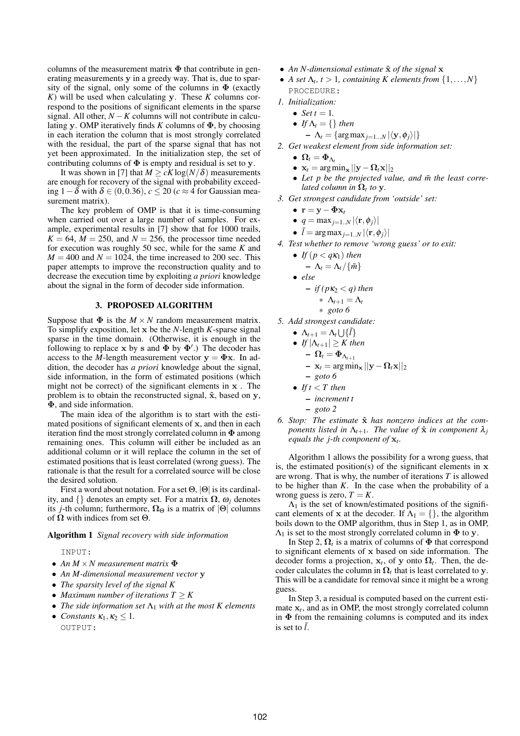columns of the measurement matrix $\mathbf{\Phi}$ that contribute in generating measurements $\mathbf{y}$ in a greedy way. That is, due to sparsity of the signal, only some of the columns in $\mathbf{\Phi}$ (exactly $K$) will be used when calculating $\mathbf{y}$. These $K$ columns correspond to the positions of significant elements in the sparse signal. All other, $N-K$ columns will not contribute in calculating $\mathbf{y}$. OMP iteratively finds $K$ columns of $\mathbf{\Phi}$, by choosing in each iteration the column that is most strongly correlated with the residual, the part of the sparse signal that has not yet been approximated. In the initialization step, the set of contributing columns of $\mathbf{\Phi}$ is empty and residual is set to $\mathbf{y}$.

It was shown in [7] that $M \geq cK\log(N/\delta)$ measurements are enough for recovery of the signal with probability exceeding $1-\delta$ with $\delta \in (0, 0.36)$, $c \leq 20$ ($c \approx 4$ for Gaussian measurement matrix).

The key problem of OMP is that it is time-consuming when carried out over a large number of samples. For example, experimental results in [7] show that for 1000 trails, $K = 64$, $M = 250$, and $N = 256$, the processor time needed for execution was roughly 50 sec, while for the same $K$ and $M = 400$ and $N = 1024$, the time increased to 200 sec. This paper attempts to improve the reconstruction quality and to decrease the execution time by exploiting *a priori* knowledge about the signal in the form of decoder side information.

## 3. PROPOSED ALGORITHM

Suppose that $\mathbf{\Phi}$ is the $M \times N$ random measurement matrix. To simplify exposition, let $\mathbf{x}$ be the $N$-length $K$-sparse signal sparse in the time domain. (Otherwise, it is enough in the following to replace $\mathbf{x}$ by $\mathbf{s}$ and $\mathbf{\Phi}$ by $\mathbf{\Phi}'$.) The decoder has access to the $M$-length measurement vector $\mathbf{y} = \mathbf{\Phi}\mathbf{x}$. In addition, the decoder has *a priori* knowledge about the signal, side information, in the form of estimated positions (which might not be correct) of the significant elements in $\mathbf{x}$ . The problem is to obtain the reconstructed signal, $\hat{\mathbf{x}}$, based on $\mathbf{y}$, $\mathbf{\Phi}$, and side information.

The main idea of the algorithm is to start with the estimated positions of significant elements of $\mathbf{x}$, and then in each iteration find the most strongly correlated column in $\mathbf{\Phi}$ among remaining ones. This column will either be included as an additional column or it will replace the column in the set of estimated positions that is least correlated (wrong guess). The rationale is that the result for a correlated source will be close the desired solution.

First a word about notation. For a set $\Theta$, $|\Theta|$ is its cardinality, and $\{\}$ denotes an empty set. For a matrix $\mathbf{\Omega}$, $\omega_j$ denotes its $j$-th column; furthermore, $\mathbf{\Omega}_\Theta$ is a matrix of $|\Theta|$ columns of $\mathbf{\Omega}$ with indices from set $\Theta$.

**Algorithm 1** *Signal recovery with side information*

INPUT:

- *An $M \times N$ measurement matrix $\mathbf{\Phi}$*
- *An $M$-dimensional measurement vector $\mathbf{y}$*
- *The sparsity level of the signal $K$*
- *Maximum number of iterations $T \geq K$*
- *The side information set $\Lambda_1$ with at the most $K$ elements*
- *Constants $\kappa_1, \kappa_2 \leq 1$.*

OUTPUT:

- *An $N$-dimensional estimate $\hat{\mathbf{x}}$ of the signal $\mathbf{x}$*
- *A set $\Lambda_t$, $t > 1$, containing $K$ elements from $\{1, \ldots, N\}$*

PROCEDURE:

1. *Initialization:*
   - *Set $t = 1$.*
   - *If $\Lambda_t = \{\}$ then*
     - $\Lambda_t = \{\arg\max_{j=1...N} |\langle \mathbf{y}, \phi_j \rangle|\}$
2. *Get weakest element from side information set:*
   - $\mathbf{\Omega}_t = \mathbf{\Phi}_{\Lambda_t}$
   - $\mathbf{x}_t = \arg\min_{\mathbf{x}} ||\mathbf{y} - \mathbf{\Omega}_t \mathbf{x}||_2$
   - *Let $p$ be the projected value, and $\tilde{m}$ the least correlated column in $\mathbf{\Omega}_t$ to $\mathbf{y}$.*
3. *Get strongest candidate from 'outside' set:*
   - $\mathbf{r} = \mathbf{y} - \mathbf{\Phi}\mathbf{x}_t$
   - $q = \max_{j=1..N} |\langle \mathbf{r}, \phi_j \rangle|$
   - $\tilde{l} = \arg\max_{j=1..N} |\langle \mathbf{r}, \phi_j \rangle|$
4. *Test whether to remove 'wrong guess' or to exit:*
   - *If $(p < q\kappa_1)$ then*
     - $\Lambda_t = \Lambda_t / \{\tilde{m}\}$
   - *else*
     - *if $(p\kappa_2 < q)$ then*
       - $\Lambda_{t+1} = \Lambda_t$
       - *goto 6*
5. *Add strongest candidate:*
   - $\Lambda_{t+1} = \Lambda_t \bigcup \{\tilde{l}\}$
   - *If $|\Lambda_{t+1}| \geq K$ then*
     - $\mathbf{\Omega}_t = \mathbf{\Phi}_{\Lambda_{t+1}}$
     - $\mathbf{x}_t = \arg\min_{\mathbf{x}} ||\mathbf{y} - \mathbf{\Omega}_t \mathbf{x}||_2$
     - *goto 6*
   - *If $t < T$ then*
     - *increment $t$*
     - *goto 2*
6. *Stop: The estimate $\hat{\mathbf{x}}$ has nonzero indices at the components listed in $\Lambda_{t+1}$. The value of $\hat{\mathbf{x}}$ in component $\lambda_j$ equals the $j$-th component of $\mathbf{x}_t$.*

Algorithm 1 allows the possibility for a wrong guess, that is, the estimated position(s) of the significant elements in $\mathbf{x}$ are wrong. That is why, the number of iterations $T$ is allowed to be higher than $K$. In the case when the probability of a wrong guess is zero, $T = K$.

$\Lambda_1$ is the set of known/estimated positions of the significant elements of $\mathbf{x}$ at the decoder. If $\Lambda_1 = \{\}$, the algorithm boils down to the OMP algorithm, thus in Step 1, as in OMP, $\Lambda_1$ is set to the most strongly correlated column in $\mathbf{\Phi}$ to $\mathbf{y}$.

In Step 2, $\mathbf{\Omega}_t$ is a matrix of columns of $\mathbf{\Phi}$ that correspond to significant elements of $\mathbf{x}$ based on side information. The decoder forms a projection, $\mathbf{x}_t$, of $\mathbf{y}$ onto $\mathbf{\Omega}_t$. Then, the decoder calculates the column in $\mathbf{\Omega}_t$ that is least correlated to $\mathbf{y}$. This will be a candidate for removal since it might be a wrong guess.

In Step 3, a residual is computed based on the current estimate $\mathbf{x}_t$, and as in OMP, the most strongly correlated column in $\mathbf{\Phi}$ from the remaining columns is computed and its index is set to $\tilde{l}$.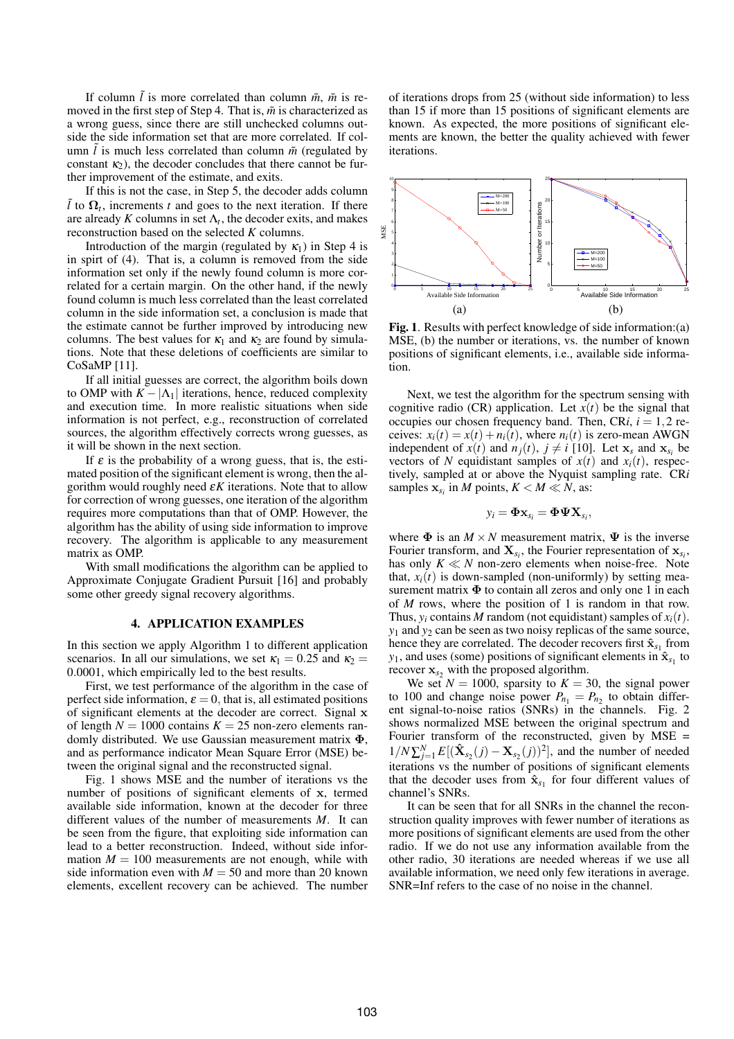If column $\tilde{l}$ is more correlated than column $\tilde{m}$, $\tilde{m}$ is removed in the first step of Step 4. That is, $\tilde{m}$ is characterized as a wrong guess, since there are still unchecked columns outside the side information set that are more correlated. If column $\tilde{l}$ is much less correlated than column $\tilde{m}$ (regulated by constant $\kappa_2$), the decoder concludes that there cannot be further improvement of the estimate, and exits.

If this is not the case, in Step 5, the decoder adds column $\tilde{l}$ to $\Omega_t$, increments $t$ and goes to the next iteration. If there are already $K$ columns in set $\Lambda_t$, the decoder exits, and makes reconstruction based on the selected $K$ columns.

Introduction of the margin (regulated by $\kappa_1$) in Step 4 is in spirit of (4). That is, a column is removed from the side information set only if the newly found column is more correlated for a certain margin. On the other hand, if the newly found column is much less correlated than the least correlated column in the side information set, a conclusion is made that the estimate cannot be further improved by introducing new columns. The best values for $\kappa_1$ and $\kappa_2$ are found by simulations. Note that these deletions of coefficients are similar to CoSaMP [11].

If all initial guesses are correct, the algorithm boils down to OMP with $K - |\Lambda_1|$ iterations, hence, reduced complexity and execution time. In more realistic situations when side information is not perfect, e.g., reconstruction of correlated sources, the algorithm effectively corrects wrong guesses, as it will be shown in the next section.

If $\varepsilon$ is the probability of a wrong guess, that is, the estimated position of the significant element is wrong, then the algorithm would roughly need $\varepsilon K$ iterations. Note that to allow for correction of wrong guesses, one iteration of the algorithm requires more computations than that of OMP. However, the algorithm has the ability of using side information to improve recovery. The algorithm is applicable to any measurement matrix as OMP.

With small modifications the algorithm can be applied to Approximate Conjugate Gradient Pursuit [16] and probably some other greedy signal recovery algorithms.

## 4. APPLICATION EXAMPLES

In this section we apply Algorithm 1 to different application scenarios. In all our simulations, we set $\kappa_1 = 0.25$ and $\kappa_2 = 0.0001$, which empirically led to the best results.

First, we test performance of the algorithm in the case of perfect side information, $\varepsilon = 0$, that is, all estimated positions of significant elements at the decoder are correct. Signal $\mathbf{x}$ of length $N = 1000$ contains $K = 25$ non-zero elements randomly distributed. We use Gaussian measurement matrix $\mathbf{\Phi}$, and as performance indicator Mean Square Error (MSE) between the original signal and the reconstructed signal.

Fig. 1 shows MSE and the number of iterations vs the number of positions of significant elements of $\mathbf{x}$, termed available side information, known at the decoder for three different values of the number of measurements $M$. It can be seen from the figure, that exploiting side information can lead to a better reconstruction. Indeed, without side information $M = 100$ measurements are not enough, while with side information even with $M = 50$ and more than 20 known elements, excellent recovery can be achieved. The number of iterations drops from 25 (without side information) to less than 15 if more than 15 positions of significant elements are known. As expected, the more positions of significant elements are known, the better the quality achieved with fewer iterations.

**Fig. 1**. Results with perfect knowledge of side information:(a) MSE, (b) the number or iterations, vs. the number of known positions of significant elements, i.e., available side information.

Next, we test the algorithm for the spectrum sensing with cognitive radio (CR) application. Let $x(t)$ be the signal that occupies our chosen frequency band. Then, CR$i$, $i = 1,2$ receives: $x_i(t) = x(t) + n_i(t)$, where $n_i(t)$ is zero-mean AWGN independent of $x(t)$ and $n_j(t)$, $j \neq i$ [10]. Let $\mathbf{x}_s$ and $\mathbf{x}_{s_i}$ be vectors of $N$ equidistant samples of $x(t)$ and $x_i(t)$, respectively, sampled at or above the Nyquist sampling rate. CR$i$ samples $\mathbf{x}_{s_i}$ in $M$ points, $K < M \ll N$, as:

$$y_i = \mathbf{\Phi}\mathbf{x}_{s_i} = \mathbf{\Phi}\mathbf{\Psi}\mathbf{X}_{s_i},$$

where $\mathbf{\Phi}$ is an $M \times N$ measurement matrix, $\mathbf{\Psi}$ is the inverse Fourier transform, and $\mathbf{X}_{s_i}$, the Fourier representation of $\mathbf{x}_{s_i}$, has only $K \ll N$ non-zero elements when noise-free. Note that, $x_i(t)$ is down-sampled (non-uniformly) by setting measurement matrix $\mathbf{\Phi}$ to contain all zeros and only one 1 in each of $M$ rows, where the position of 1 is random in that row. Thus, $y_i$ contains $M$ random (not equidistant) samples of $x_i(t)$. $y_1$ and $y_2$ can be seen as two noisy replicas of the same source, hence they are correlated. The decoder recovers first $\hat{\mathbf{x}}_{s_1}$ from $y_1$, and uses (some) positions of significant elements in $\hat{\mathbf{x}}_{s_1}$ to recover $\mathbf{x}_{s_2}$ with the proposed algorithm.

We set $N = 1000$, sparsity to $K = 30$, the signal power to 100 and change noise power $P_{n_1} = P_{n_2}$ to obtain different signal-to-noise ratios (SNRs) in the channels. Fig. 2 shows normalized MSE between the original spectrum and Fourier transform of the reconstructed, given by MSE $= 1/N\sum_{j=1}^{N} E[(\hat{\mathbf{X}}_{s_2}(j) - \mathbf{X}_{s_2}(j))^2]$, and the number of needed iterations vs the number of positions of significant elements that the decoder uses from $\hat{\mathbf{x}}_{s_1}$ for four different values of channel's SNRs.

It can be seen that for all SNRs in the channel the reconstruction quality improves with fewer number of iterations as more positions of significant elements are used from the other radio. If we do not use any information available from the other radio, 30 iterations are needed whereas if we use all available information, we need only few iterations in average. SNR=Inf refers to the case of no noise in the channel.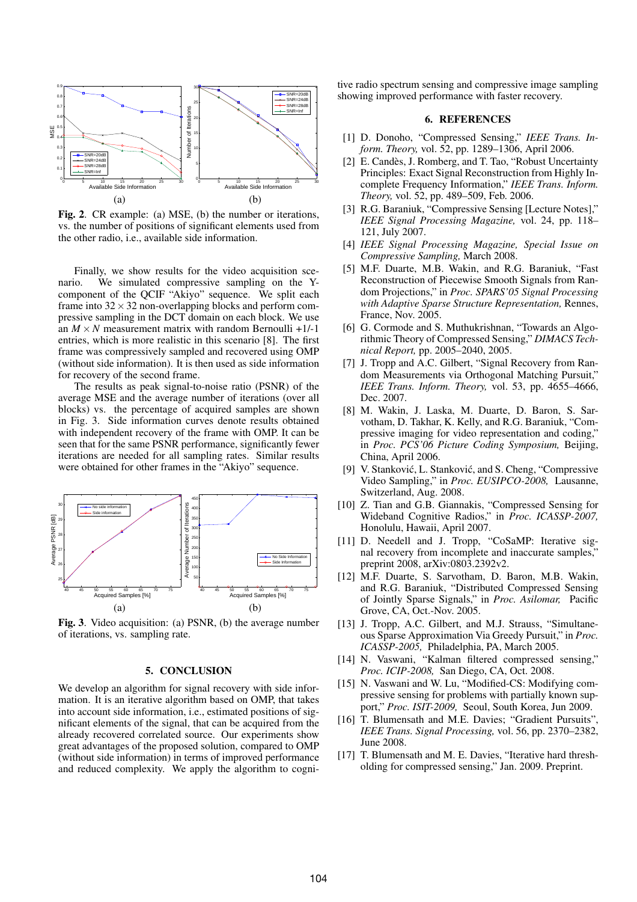0.9
0.8
0.7
0.6
0.5
0.4
0.3
0.2
0.1
0
MSE
SNR=20dB
SNR=24dB
SNR=28dB
SNR=Inf
0 5 10 15 20 25 30
Available Side Information

(a)

30
25
20
15
10
5
0
Number of Iterations
SNR=20dB
SNR=24dB
SNR=28dB
SNR=Inf
0 5 10 15 20 25 30
Available Side Information

(b)

**Fig. 2**. CR example: (a) MSE, (b) the number or iterations, vs. the number of positions of significant elements used from the other radio, i.e., available side information.

Finally, we show results for the video acquisition scenario. We simulated compressive sampling on the Y-component of the QCIF "Akiyo" sequence. We split each frame into $32 \times 32$ non-overlapping blocks and perform compressive sampling in the DCT domain on each block. We use an $M \times N$ measurement matrix with random Bernoulli +1/-1 entries, which is more realistic in this scenario [8]. The first frame was compressively sampled and recovered using OMP (without side information). It is then used as side information for recovery of the second frame.

The results as peak signal-to-noise ratio (PSNR) of the average MSE and the average number of iterations (over all blocks) vs. the percentage of acquired samples are shown in Fig. 3. Side information curves denote results obtained with independent recovery of the frame with OMP. It can be seen that for the same PSNR performance, significantly fewer iterations are needed for all sampling rates. Similar results were obtained for other frames in the "Akiyo" sequence.

30
29
28
27
26
25
Average PSNR [dB]
No side information
Side information
40 45 50 55 60 65 70 75
Acquired Samples [%]

(a)

450
400
350
300
250
200
150
100
50
Average Number of Iterations
No Side Information
Side Information
40 45 50 55 60 65 70 75
Acquired Samples [%]

(b)

**Fig. 3**. Video acquisition: (a) PSNR, (b) the average number of iterations, vs. sampling rate.

## 5. CONCLUSION

We develop an algorithm for signal recovery with side information. It is an iterative algorithm based on OMP, that takes into account side information, i.e., estimated positions of significant elements of the signal, that can be acquired from the already recovered correlated source. Our experiments show great advantages of the proposed solution, compared to OMP (without side information) in terms of improved performance and reduced complexity. We apply the algorithm to cognitive radio spectrum sensing and compressive image sampling showing improved performance with faster recovery.

## 6. REFERENCES

[1] D. Donoho, "Compressed Sensing," *IEEE Trans. Inform. Theory,* vol. 52, pp. 1289–1306, April 2006.

[2] E. Candès, J. Romberg, and T. Tao, "Robust Uncertainty Principles: Exact Signal Reconstruction from Highly Incomplete Frequency Information," *IEEE Trans. Inform. Theory,* vol. 52, pp. 489–509, Feb. 2006.

[3] R.G. Baraniuk, "Compressive Sensing [Lecture Notes]," *IEEE Signal Processing Magazine,* vol. 24, pp. 118–121, July 2007.

[4] *IEEE Signal Processing Magazine, Special Issue on Compressive Sampling,* March 2008.

[5] M.F. Duarte, M.B. Wakin, and R.G. Baraniuk, "Fast Reconstruction of Piecewise Smooth Signals from Random Projections," in *Proc. SPARS'05 Signal Processing with Adaptive Sparse Structure Representation,* Rennes, France, Nov. 2005.

[6] G. Cormode and S. Muthukrishnan, "Towards an Algorithmic Theory of Compressed Sensing," *DIMACS Technical Report,* pp. 2005–2040, 2005.

[7] J. Tropp and A.C. Gilbert, "Signal Recovery from Random Measurements via Orthogonal Matching Pursuit," *IEEE Trans. Inform. Theory,* vol. 53, pp. 4655–4666, Dec. 2007.

[8] M. Wakin, J. Laska, M. Duarte, D. Baron, S. Sarvotham, D. Takhar, K. Kelly, and R.G. Baraniuk, "Compressive imaging for video representation and coding," in *Proc. PCS'06 Picture Coding Symposium,* Beijing, China, April 2006.

[9] V. Stanković, L. Stanković, and S. Cheng, "Compressive Video Sampling," in *Proc. EUSIPCO-2008,* Lausanne, Switzerland, Aug. 2008.

[10] Z. Tian and G.B. Giannakis, "Compressed Sensing for Wideband Cognitive Radios," in *Proc. ICASSP-2007,* Honolulu, Hawaii, April 2007.

[11] D. Needell and J. Tropp, "CoSaMP: Iterative signal recovery from incomplete and inaccurate samples," preprint 2008, arXiv:0803.2392v2.

[12] M.F. Duarte, S. Sarvotham, D. Baron, M.B. Wakin, and R.G. Baraniuk, "Distributed Compressed Sensing of Jointly Sparse Signals," in *Proc. Asilomar,* Pacific Grove, CA, Oct.-Nov. 2005.

[13] J. Tropp, A.C. Gilbert, and M.J. Strauss, "Simultaneous Sparse Approximation Via Greedy Pursuit," in *Proc. ICASSP-2005,* Philadelphia, PA, March 2005.

[14] N. Vaswani, "Kalman filtered compressed sensing," *Proc. ICIP-2008,* San Diego, CA, Oct. 2008.

[15] N. Vaswani and W. Lu, "Modified-CS: Modifying compressive sensing for problems with partially known support," *Proc. ISIT-2009,* Seoul, South Korea, Jun 2009.

[16] T. Blumensath and M.E. Davies; "Gradient Pursuits", *IEEE Trans. Signal Processing,* vol. 56, pp. 2370–2382, June 2008.

[17] T. Blumensath and M. E. Davies, "Iterative hard thresholding for compressed sensing," Jan. 2009. Preprint.